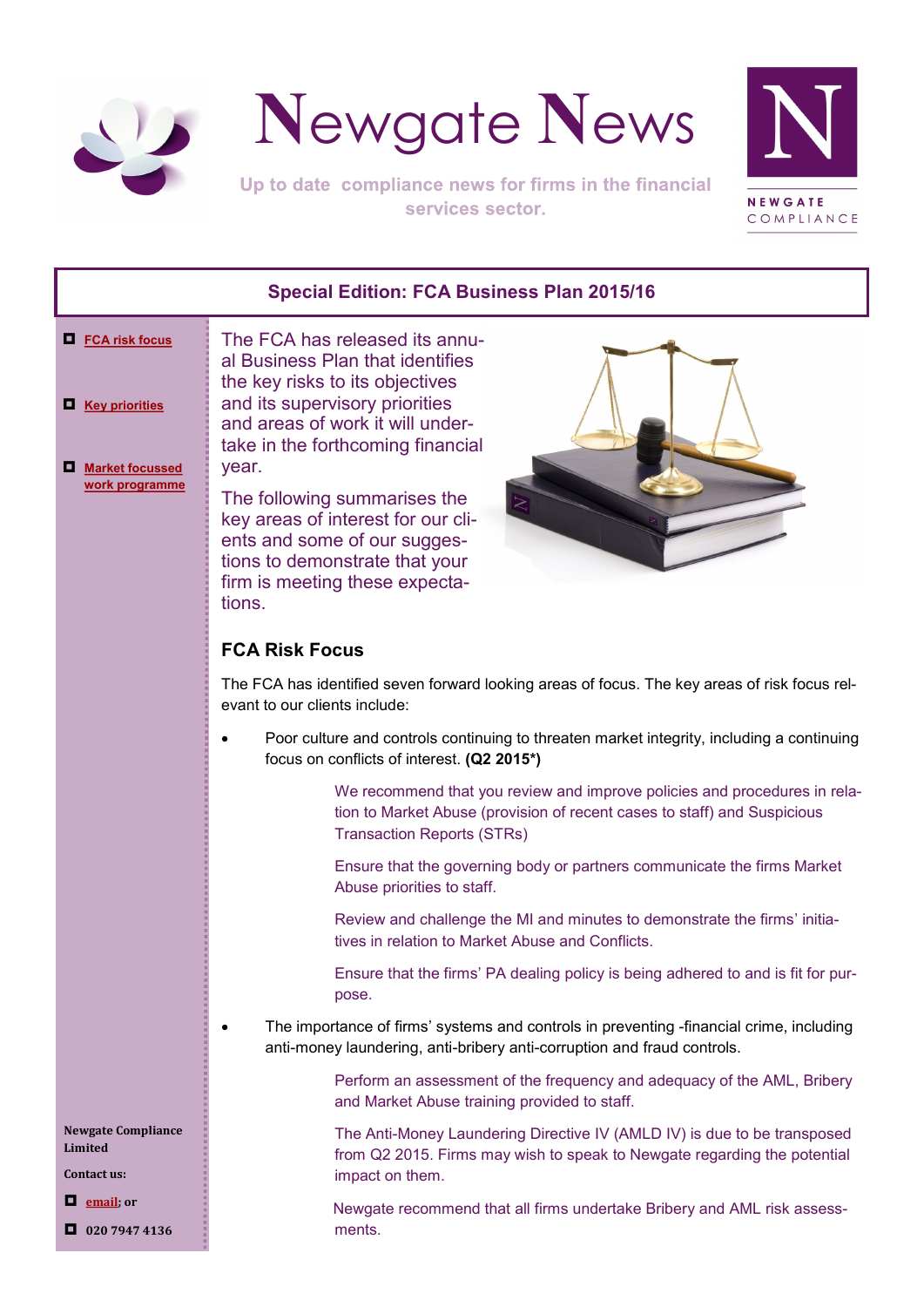# Newgate News

Up to date compliance news for firms in the financial services sector.

NEWGATE COMPLIANCE

## Special Edition: FCA Business Plan 2015/16

- FCA risk focus
- Key priorities
- Market focussed work programme

Newgate Compliance Limited

Contact us:

- email; or
- 020 7947 4136

The FCA has released its annual Business Plan that identifies the key risks to its objectives and its supervisory priorities and areas of work it will undertake in the forthcoming financial year.

The following summarises the key areas of interest for our clients and some of our suggestions to demonstrate that your firm is meeting these expectations.

### FCA Risk Focus

The FCA has identified seven forward looking areas of focus. The key areas of risk focus relevant to our clients include:

- Poor culture and controls continuing to threaten market integrity, including a continuing focus on conflicts of interest. **(Q2 2015*)**

  We recommend that you review and improve policies and procedures in relation to Market Abuse (provision of recent cases to staff) and Suspicious Transaction Reports (STRs)

  Ensure that the governing body or partners communicate the firms Market Abuse priorities to staff.

  Review and challenge the MI and minutes to demonstrate the firms' initiatives in relation to Market Abuse and Conflicts.

  Ensure that the firms' PA dealing policy is being adhered to and is fit for purpose.

- The importance of firms' systems and controls in preventing -financial crime, including anti-money laundering, anti-bribery anti-corruption and fraud controls.

  Perform an assessment of the frequency and adequacy of the AML, Bribery and Market Abuse training provided to staff.

  The Anti-Money Laundering Directive IV (AMLD IV) is due to be transposed from Q2 2015. Firms may wish to speak to Newgate regarding the potential impact on them.

  Newgate recommend that all firms undertake Bribery and AML risk assessments.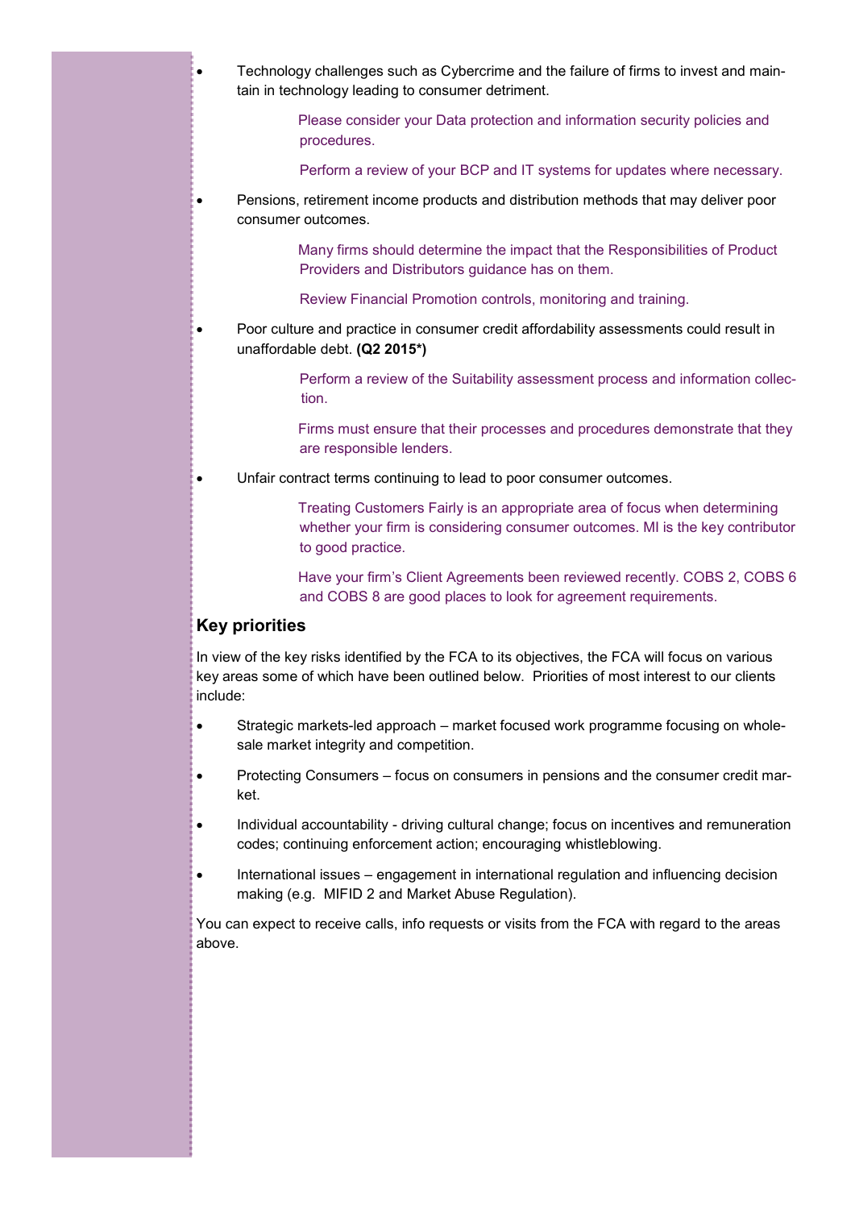- Technology challenges such as Cybercrime and the failure of firms to invest and maintain in technology leading to consumer detriment.

  Please consider your Data protection and information security policies and procedures.

  Perform a review of your BCP and IT systems for updates where necessary.

- Pensions, retirement income products and distribution methods that may deliver poor consumer outcomes.

  Many firms should determine the impact that the Responsibilities of Product Providers and Distributors guidance has on them.

  Review Financial Promotion controls, monitoring and training.

- Poor culture and practice in consumer credit affordability assessments could result in unaffordable debt. **(Q2 2015*)**

  Perform a review of the Suitability assessment process and information collection.

  Firms must ensure that their processes and procedures demonstrate that they are responsible lenders.

- Unfair contract terms continuing to lead to poor consumer outcomes.

  Treating Customers Fairly is an appropriate area of focus when determining whether your firm is considering consumer outcomes. MI is the key contributor to good practice.

  Have your firm's Client Agreements been reviewed recently. COBS 2, COBS 6 and COBS 8 are good places to look for agreement requirements.

## Key priorities

In view of the key risks identified by the FCA to its objectives, the FCA will focus on various key areas some of which have been outlined below. Priorities of most interest to our clients include:

- Strategic markets-led approach – market focused work programme focusing on wholesale market integrity and competition.
- Protecting Consumers – focus on consumers in pensions and the consumer credit market.
- Individual accountability - driving cultural change; focus on incentives and remuneration codes; continuing enforcement action; encouraging whistleblowing.
- International issues – engagement in international regulation and influencing decision making (e.g. MIFID 2 and Market Abuse Regulation).

You can expect to receive calls, info requests or visits from the FCA with regard to the areas above.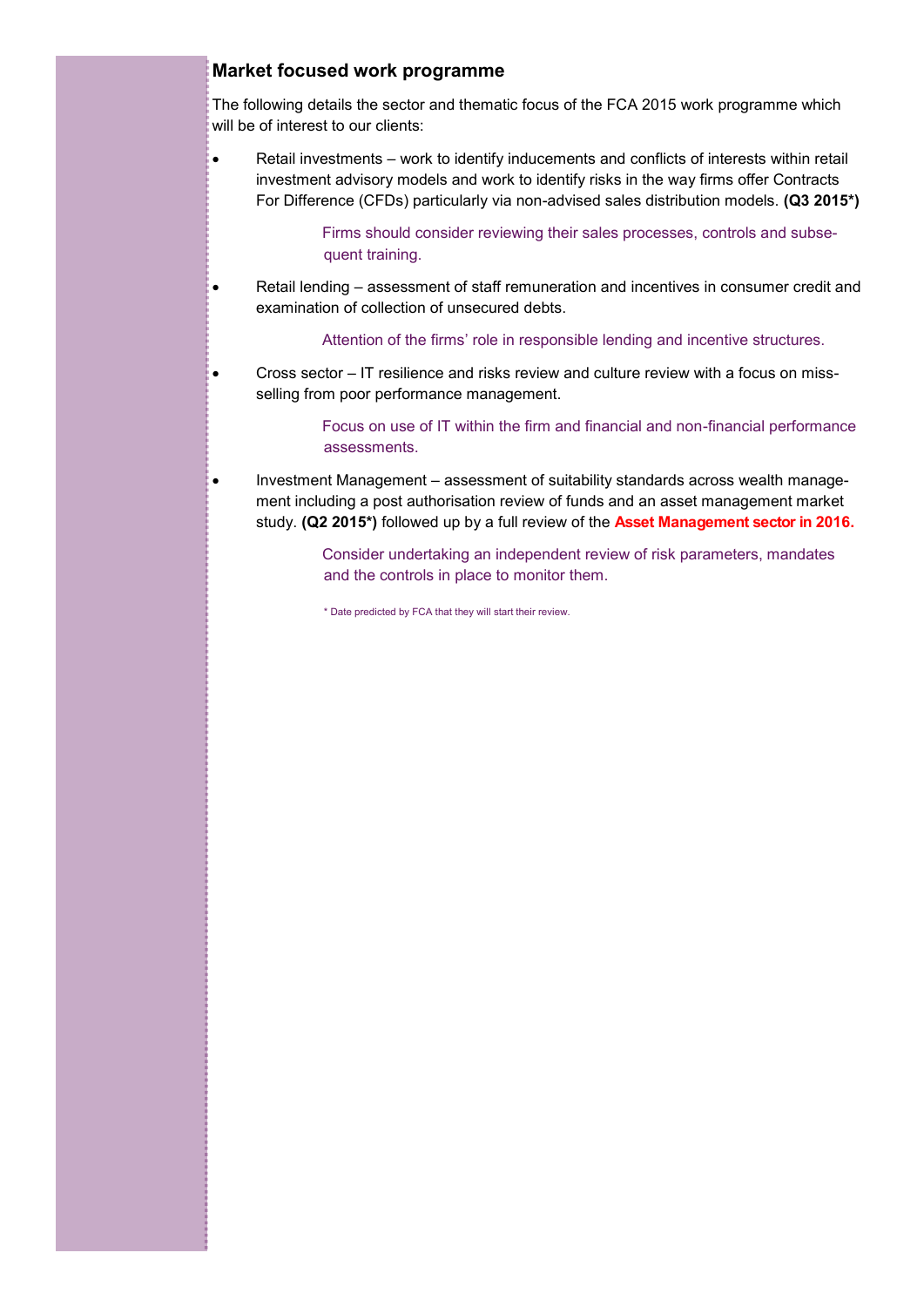## Market focused work programme

The following details the sector and thematic focus of the FCA 2015 work programme which will be of interest to our clients:

- Retail investments – work to identify inducements and conflicts of interests within retail investment advisory models and work to identify risks in the way firms offer Contracts For Difference (CFDs) particularly via non-advised sales distribution models. **(Q3 2015*)**

  Firms should consider reviewing their sales processes, controls and subsequent training.

- Retail lending – assessment of staff remuneration and incentives in consumer credit and examination of collection of unsecured debts.

  Attention of the firms' role in responsible lending and incentive structures.

- Cross sector – IT resilience and risks review and culture review with a focus on miss-selling from poor performance management.

  Focus on use of IT within the firm and financial and non-financial performance assessments.

- Investment Management – assessment of suitability standards across wealth management including a post authorisation review of funds and an asset management market study. **(Q2 2015*)** followed up by a full review of the **Asset Management sector in 2016.**

  Consider undertaking an independent review of risk parameters, mandates and the controls in place to monitor them.

\* Date predicted by FCA that they will start their review.